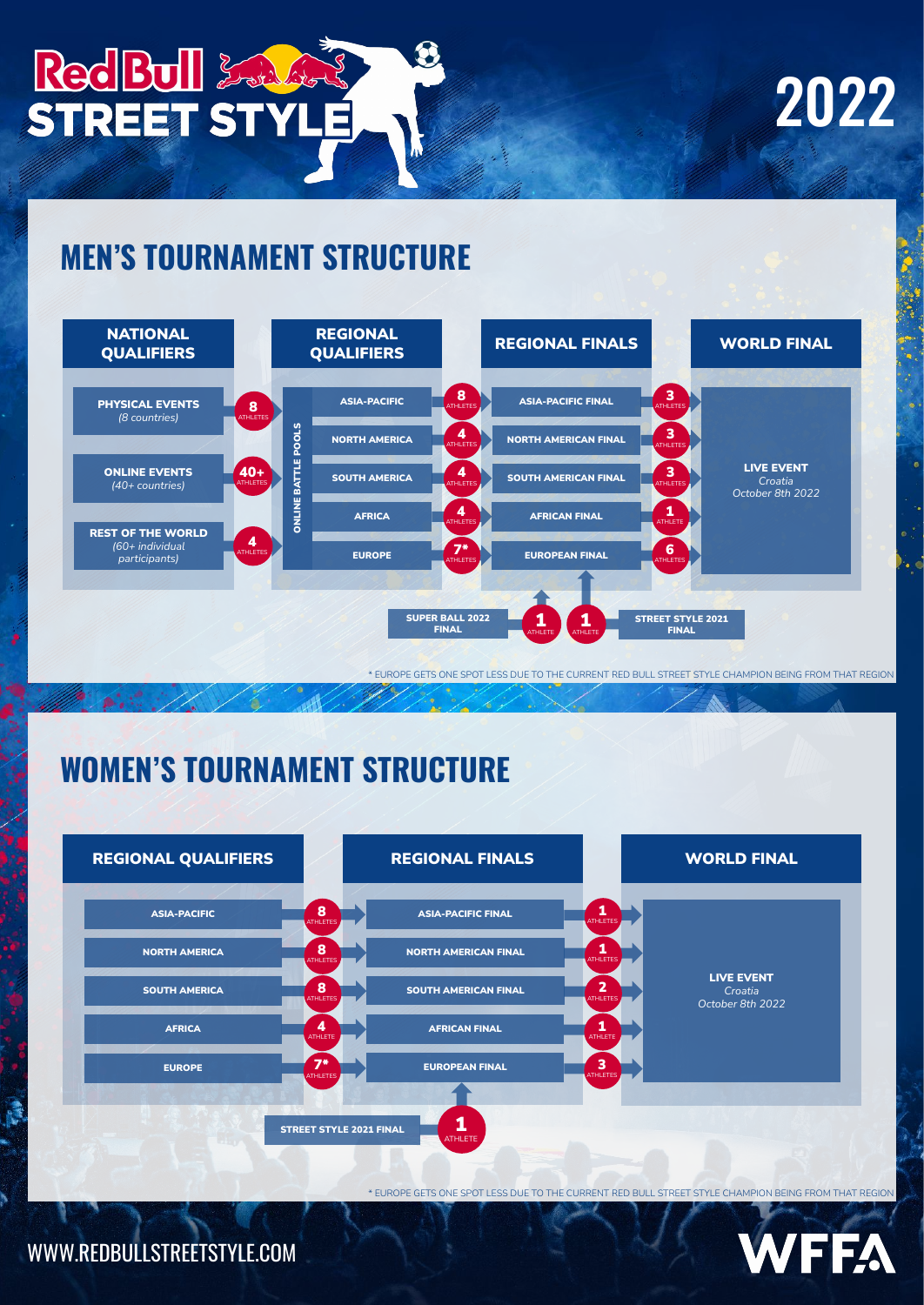# Red Bull STREET STYLE

# 2022

## MEN'S TOURNAMENT STRUCTURE

| NATIONAL QUALIFIERS | | REGIONAL QUALIFIERS | | REGIONAL FINALS | | WORLD FINAL |
|---|---|---|---|---|---|---|
| PHYSICAL EVENTS (8 countries) | 8 ATHLETES | ASIA-PACIFIC | 8 ATHLETES | ASIA-PACIFIC FINAL | 3 ATHLETES | LIVE EVENT<br>Croatia<br>October 8th 2022 |
| | | NORTH AMERICA | 4 ATHLETES | NORTH AMERICAN FINAL | 3 ATHLETES | |
| ONLINE EVENTS (40+ countries) | 40+ ATHLETES | SOUTH AMERICA | 4 ATHLETES | SOUTH AMERICAN FINAL | 3 ATHLETES | |
| | | AFRICA | 4 ATHLETES | AFRICAN FINAL | 1 ATHLETE | |
| REST OF THE WORLD (60+ individual participants) | 4 ATHLETES | EUROPE | 7* ATHLETES | EUROPEAN FINAL | 6 ATHLETES | |

ONLINE BATTLE POOLS

SUPER BALL 2022 FINAL — 1 ATHLETE

STREET STYLE 2021 FINAL — 1 ATHLETE

* EUROPE GETS ONE SPOT LESS DUE TO THE CURRENT RED BULL STREET STYLE CHAMPION BEING FROM THAT REGION

## WOMEN'S TOURNAMENT STRUCTURE

| REGIONAL QUALIFIERS | | REGIONAL FINALS | | WORLD FINAL |
|---|---|---|---|---|
| ASIA-PACIFIC | 8 ATHLETES | ASIA-PACIFIC FINAL | 1 ATHLETES | LIVE EVENT<br>Croatia<br>October 8th 2022 |
| NORTH AMERICA | 8 ATHLETES | NORTH AMERICAN FINAL | 1 ATHLETES | |
| SOUTH AMERICA | 8 ATHLETES | SOUTH AMERICAN FINAL | 2 ATHLETES | |
| AFRICA | 4 ATHLETE | AFRICAN FINAL | 1 ATHLETE | |
| EUROPE | 7* ATHLETES | EUROPEAN FINAL | 3 ATHLETES | |

STREET STYLE 2021 FINAL — 1 ATHLETE

* EUROPE GETS ONE SPOT LESS DUE TO THE CURRENT RED BULL STREET STYLE CHAMPION BEING FROM THAT REGION

WWW.REDBULLSTREETSTYLE.COM

WFFA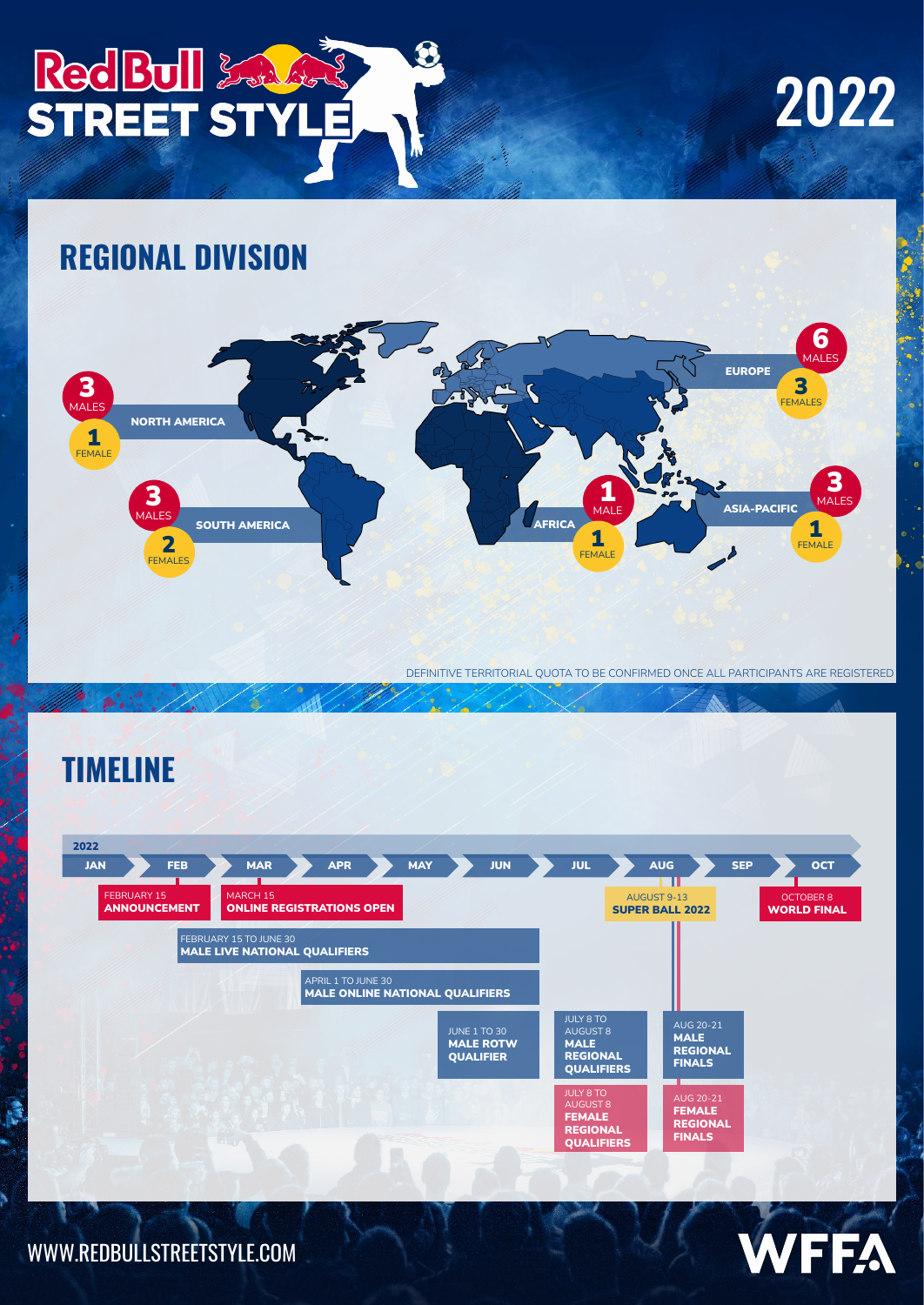# Red Bull STREET STYLE

# 2022

## REGIONAL DIVISION

NORTH AMERICA
3 MALES
1 FEMALE

SOUTH AMERICA
3 MALES
2 FEMALES

EUROPE
6 MALES
3 FEMALES

AFRICA
1 MALE
1 FEMALE

ASIA-PACIFIC
3 MALES
1 FEMALE

DEFINITIVE TERRITORIAL QUOTA TO BE CONFIRMED ONCE ALL PARTICIPANTS ARE REGISTERED

## TIMELINE

2022

JAN FEB MAR APR MAY JUN JUL AUG SEP OCT

FEBRUARY 15
**ANNOUNCEMENT**

MARCH 15
**ONLINE REGISTRATIONS OPEN**

AUGUST 9-13
**SUPER BALL 2022**

OCTOBER 8
**WORLD FINAL**

FEBRUARY 15 TO JUNE 30
**MALE LIVE NATIONAL QUALIFIERS**

APRIL 1 TO JUNE 30
**MALE ONLINE NATIONAL QUALIFIERS**

JUNE 1 TO 30
**MALE ROTW QUALIFIER**

JULY 8 TO AUGUST 8
**MALE REGIONAL QUALIFIERS**

AUG 20-21
**MALE REGIONAL FINALS**

JULY 8 TO AUGUST 8
**FEMALE REGIONAL QUALIFIERS**

AUG 20-21
**FEMALE REGIONAL FINALS**

WWW.REDBULLSTREETSTYLE.COM

WFFA